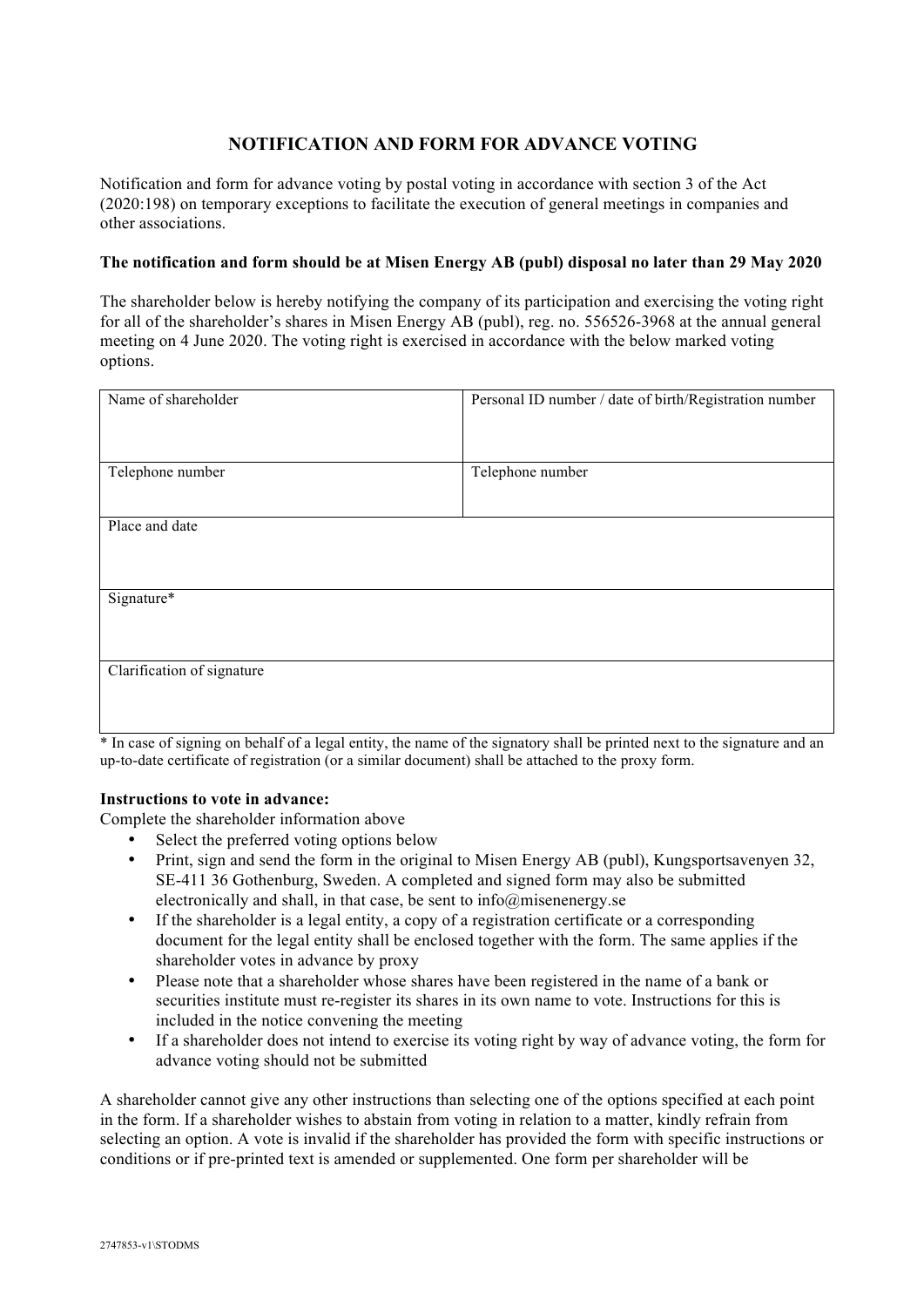# NOTIFICATION AND FORM FOR ADVANCE VOTING

Notification and form for advance voting by postal voting in accordance with section 3 of the Act (2020:198) on temporary exceptions to facilitate the execution of general meetings in companies and other associations.

**The notification and form should be at Misen Energy AB (publ) disposal no later than 29 May 2020**

The shareholder below is hereby notifying the company of its participation and exercising the voting right for all of the shareholder's shares in Misen Energy AB (publ), reg. no. 556526-3968 at the annual general meeting on 4 June 2020. The voting right is exercised in accordance with the below marked voting options.

| Name of shareholder | Personal ID number / date of birth/Registration number |
|---|---|
| Telephone number | Telephone number |
| Place and date | |
| Signature* | |
| Clarification of signature | |

\* In case of signing on behalf of a legal entity, the name of the signatory shall be printed next to the signature and an up-to-date certificate of registration (or a similar document) shall be attached to the proxy form.

**Instructions to vote in advance:**

Complete the shareholder information above

- Select the preferred voting options below
- Print, sign and send the form in the original to Misen Energy AB (publ), Kungsportsavenyen 32, SE-411 36 Gothenburg, Sweden. A completed and signed form may also be submitted electronically and shall, in that case, be sent to info@misenenergy.se
- If the shareholder is a legal entity, a copy of a registration certificate or a corresponding document for the legal entity shall be enclosed together with the form. The same applies if the shareholder votes in advance by proxy
- Please note that a shareholder whose shares have been registered in the name of a bank or securities institute must re-register its shares in its own name to vote. Instructions for this is included in the notice convening the meeting
- If a shareholder does not intend to exercise its voting right by way of advance voting, the form for advance voting should not be submitted

A shareholder cannot give any other instructions than selecting one of the options specified at each point in the form. If a shareholder wishes to abstain from voting in relation to a matter, kindly refrain from selecting an option. A vote is invalid if the shareholder has provided the form with specific instructions or conditions or if pre-printed text is amended or supplemented. One form per shareholder will be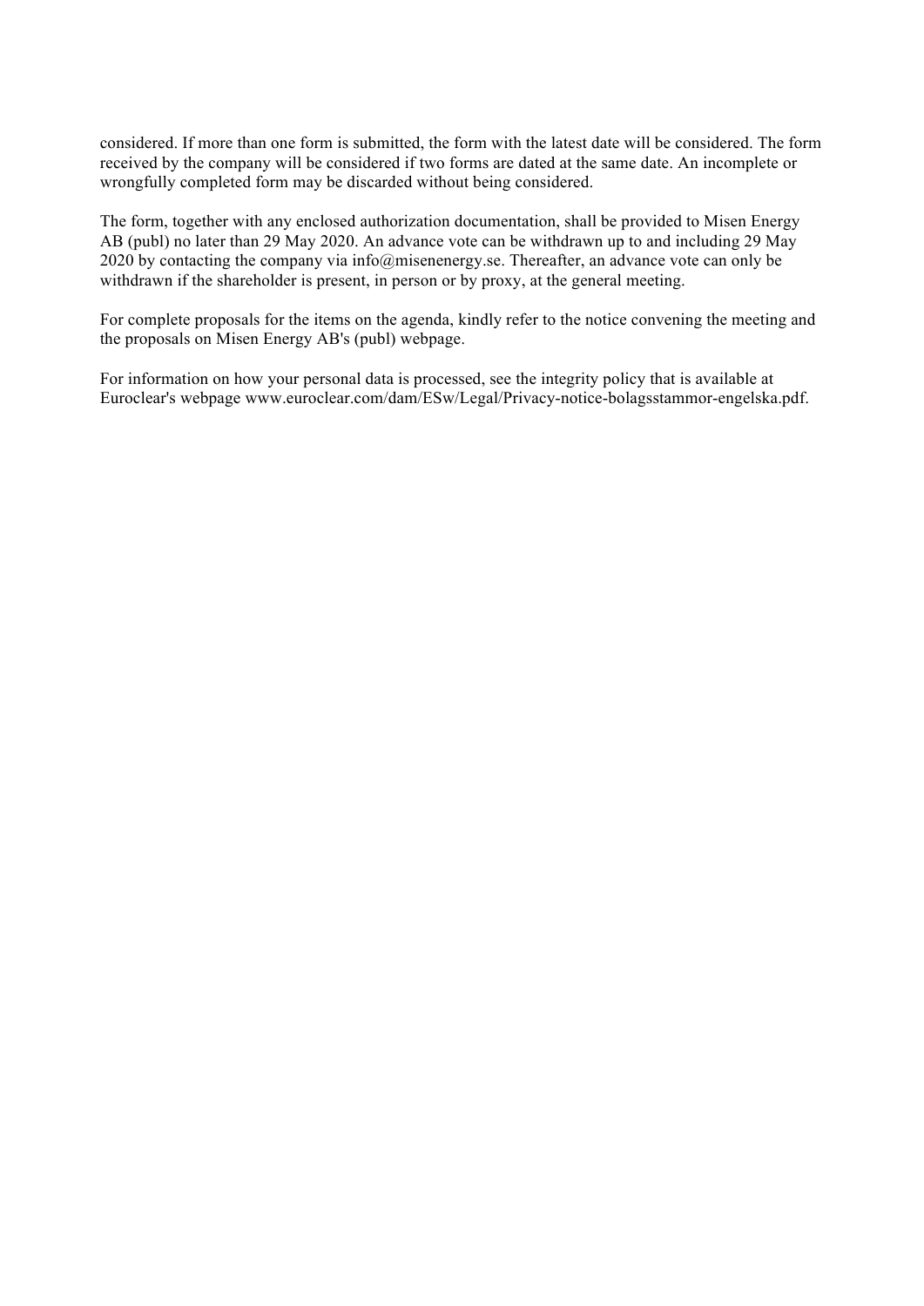considered. If more than one form is submitted, the form with the latest date will be considered. The form received by the company will be considered if two forms are dated at the same date. An incomplete or wrongfully completed form may be discarded without being considered.

The form, together with any enclosed authorization documentation, shall be provided to Misen Energy AB (publ) no later than 29 May 2020. An advance vote can be withdrawn up to and including 29 May 2020 by contacting the company via info@misenenergy.se. Thereafter, an advance vote can only be withdrawn if the shareholder is present, in person or by proxy, at the general meeting.

For complete proposals for the items on the agenda, kindly refer to the notice convening the meeting and the proposals on Misen Energy AB's (publ) webpage.

For information on how your personal data is processed, see the integrity policy that is available at Euroclear's webpage www.euroclear.com/dam/ESw/Legal/Privacy-notice-bolagsstammor-engelska.pdf.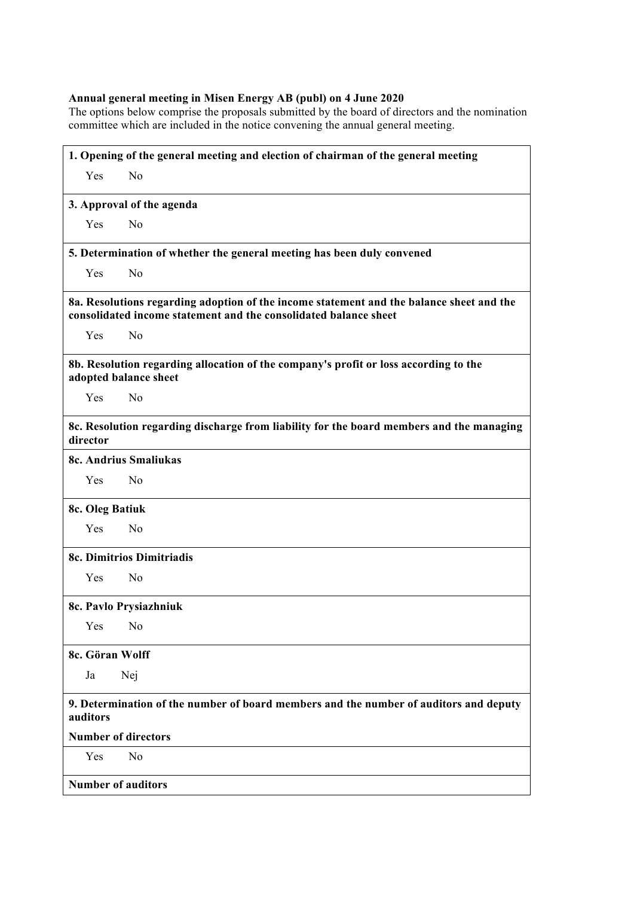**Annual general meeting in Misen Energy AB (publ) on 4 June 2020**

The options below comprise the proposals submitted by the board of directors and the nomination committee which are included in the notice convening the annual general meeting.

**1. Opening of the general meeting and election of chairman of the general meeting**

Yes No

**3. Approval of the agenda**

Yes No

**5. Determination of whether the general meeting has been duly convened**

Yes No

**8a. Resolutions regarding adoption of the income statement and the balance sheet and the consolidated income statement and the consolidated balance sheet**

Yes No

**8b. Resolution regarding allocation of the company's profit or loss according to the adopted balance sheet**

Yes No

**8c. Resolution regarding discharge from liability for the board members and the managing director**

**8c. Andrius Smaliukas**

Yes No

**8c. Oleg Batiuk**

Yes No

**8c. Dimitrios Dimitriadis**

Yes No

**8c. Pavlo Prysiazhniuk**

Yes No

**8c. Göran Wolff**

Ja Nej

**9. Determination of the number of board members and the number of auditors and deputy auditors**

**Number of directors**

Yes No

**Number of auditors**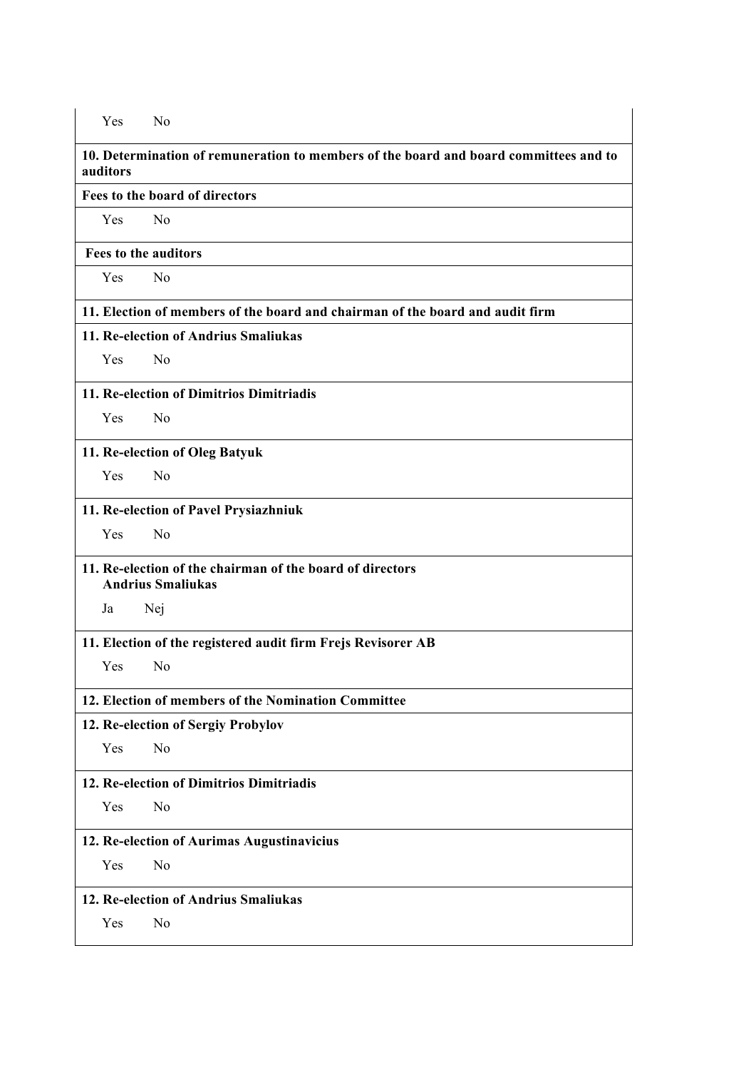| |
|---|
| Yes No |
| **10. Determination of remuneration to members of the board and board committees and to auditors** |
| **Fees to the board of directors** |
| Yes No |
| **Fees to the auditors** |
| Yes No |
| **11. Election of members of the board and chairman of the board and audit firm** |
| **11. Re-election of Andrius Smaliukas** |
| Yes No |
| **11. Re-election of Dimitrios Dimitriadis** |
| Yes No |
| **11. Re-election of Oleg Batyuk** |
| Yes No |
| **11. Re-election of Pavel Prysiazhniuk** |
| Yes No |
| **11. Re-election of the chairman of the board of directors Andrius Smaliukas** |
| Ja Nej |
| **11. Election of the registered audit firm Frejs Revisorer AB** |
| Yes No |
| **12. Election of members of the Nomination Committee** |
| **12. Re-election of Sergiy Probylov** |
| Yes No |
| **12. Re-election of Dimitrios Dimitriadis** |
| Yes No |
| **12. Re-election of Aurimas Augustinavicius** |
| Yes No |
| **12. Re-election of Andrius Smaliukas** |
| Yes No |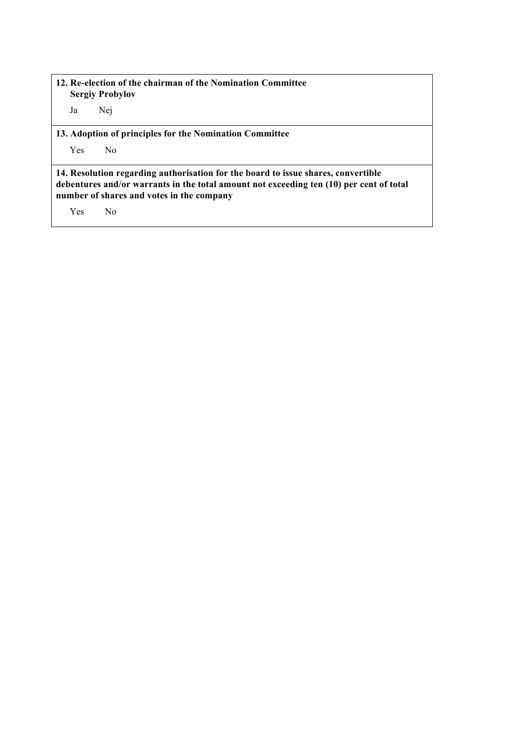**12. Re-election of the chairman of the Nomination Committee**
**Sergiy Probylov**

Ja Nej

**13. Adoption of principles for the Nomination Committee**

Yes No

**14. Resolution regarding authorisation for the board to issue shares, convertible debentures and/or warrants in the total amount not exceeding ten (10) per cent of total number of shares and votes in the company**

Yes No